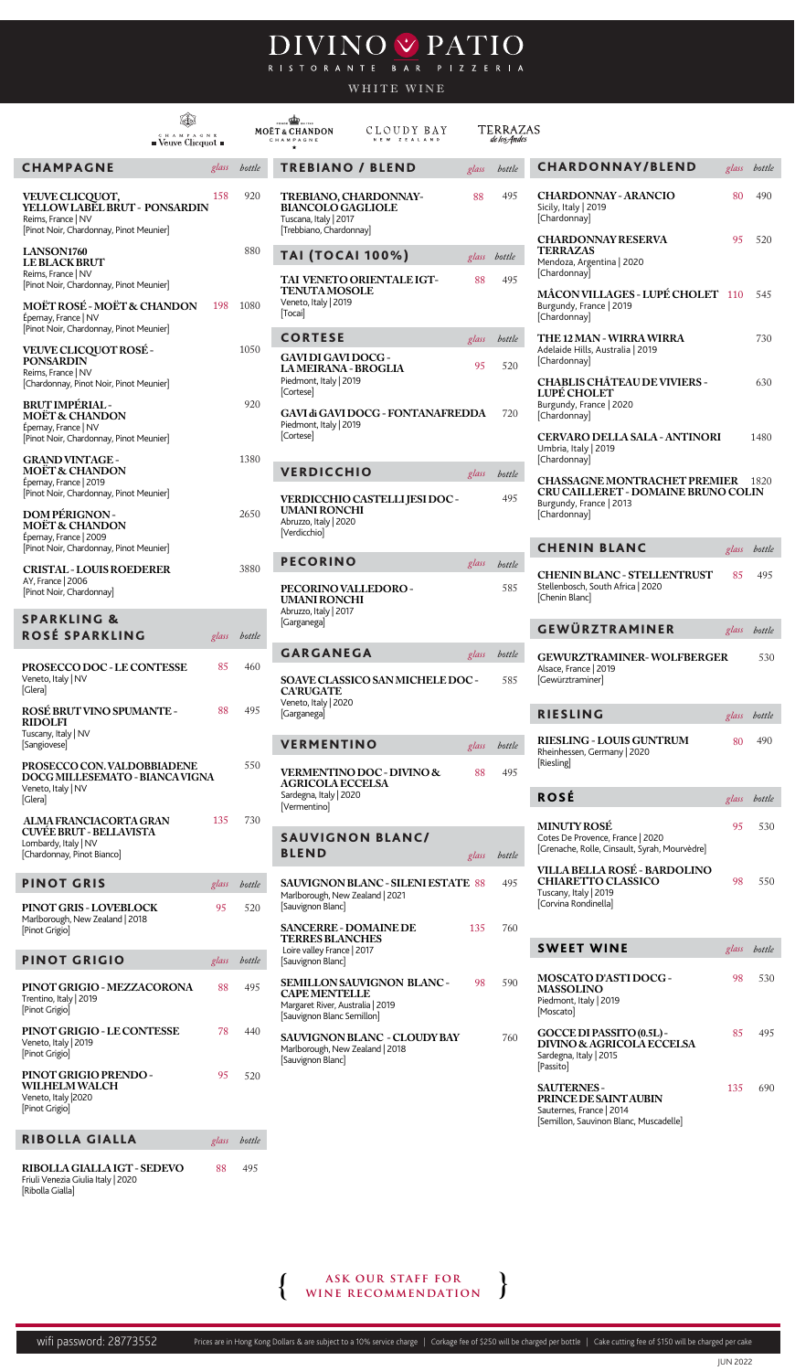# DIVINO PATIO

RISTORANTE BAR PIZZERIA

## WHITE WINE

Veuve Clicquot | MOËT & CHANDON | CLOUDY BAY NEW ZEALAND | TERRAZAS de los Andes

### CHAMPAGNE

| | glass | bottle |
|---|---|---|
| **VEUVE CLICQUOT, YELLOW LABEL BRUT - PONSARDIN** Reims, France \| NV [Pinot Noir, Chardonnay, Pinot Meunier] | 158 | 920 |
| **LANSON1760 LE BLACK BRUT** Reims, France \| NV [Pinot Noir, Chardonnay, Pinot Meunier] | | 880 |
| **MOËT ROSÉ - MOËT & CHANDON** Épernay, France \| NV [Pinot Noir, Chardonnay, Pinot Meunier] | 198 | 1080 |
| **VEUVE CLICQUOT ROSÉ - PONSARDIN** Reims, France \| NV [Chardonnay, Pinot Noir, Pinot Meunier] | | 1050 |
| **BRUT IMPÉRIAL - MOËT & CHANDON** Épernay, France \| NV [Pinot Noir, Chardonnay, Pinot Meunier] | | 920 |
| **GRAND VINTAGE - MOËT & CHANDON** Épernay, France \| 2019 [Pinot Noir, Chardonnay, Pinot Meunier] | | 1380 |
| **DOM PÉRIGNON - MOËT & CHANDON** Épernay, France \| 2009 [Pinot Noir, Chardonnay, Pinot Meunier] | | 2650 |
| **CRISTAL - LOUIS ROEDERER** AY, France \| 2006 [Pinot Noir, Chardonnay] | | 3880 |

### SPARKLING & ROSÉ SPARKLING

| | glass | bottle |
|---|---|---|
| **PROSECCO DOC - LE CONTESSE** Veneto, Italy \| NV [Glera] | 85 | 460 |
| **ROSÉ BRUT VINO SPUMANTE - RIDOLFI** Tuscany, Italy \| NV [Sangiovese] | 88 | 495 |
| **PROSECCO CON. VALDOBBIADENE DOCG MILLESEMATO - BIANCA VIGNA** Veneto, Italy \| NV [Glera] | | 550 |
| **ALMA FRANCIACORTA GRAN CUVÉE BRUT - BELLAVISTA** Lombardy, Italy \| NV [Chardonnay, Pinot Bianco] | 135 | 730 |

### PINOT GRIS

| | glass | bottle |
|---|---|---|
| **PINOT GRIS - LOVEBLOCK** Marlborough, New Zealand \| 2018 [Pinot Grigio] | 95 | 520 |

### PINOT GRIGIO

| | glass | bottle |
|---|---|---|
| **PINOT GRIGIO - MEZZACORONA** Trentino, Italy \| 2019 [Pinot Grigio] | 88 | 495 |
| **PINOT GRIGIO - LE CONTESSE** Veneto, Italy \| 2019 [Pinot Grigio] | 78 | 440 |
| **PINOT GRIGIO PRENDO - WILHELM WALCH** Veneto, Italy \|2020 [Pinot Grigio] | 95 | 520 |

### RIBOLLA GIALLA

| | glass | bottle |
|---|---|---|
| **RIBOLLA GIALLA IGT - SEDEVO** Friuli Venezia Giulia Italy \| 2020 [Ribolla Gialla] | 88 | 495 |

### TREBIANO / BLEND

| | glass | bottle |
|---|---|---|
| **TREBIANO, CHARDONNAY-BIANCOLO GAGLIOLE** Tuscana, Italy \| 2017 [Trebbiano, Chardonnay] | 88 | 495 |

### TAI (TOCAI 100%)

| | glass | bottle |
|---|---|---|
| **TAI VENETO ORIENTALE IGT-TENUTA MOSOLE** Veneto, Italy \| 2019 [Tocai] | 88 | 495 |

### CORTESE

| | glass | bottle |
|---|---|---|
| **GAVI DI GAVI DOCG - LA MEIRANA - BROGLIA** Piedmont, Italy \| 2019 [Cortese] | 95 | 520 |
| **GAVI di GAVI DOCG - FONTANAFREDDA** Piedmont, Italy \| 2019 [Cortese] | | 720 |

### VERDICCHIO

| | glass | bottle |
|---|---|---|
| **VERDICCHIO CASTELLI JESI DOC - UMANI RONCHI** Abruzzo, Italy \| 2020 [Verdicchio] | | 495 |

### PECORINO

| | glass | bottle |
|---|---|---|
| **PECORINO VALLEDORO - UMANI RONCHI** Abruzzo, Italy \| 2017 [Garganega] | | 585 |

### GARGANEGA

| | glass | bottle |
|---|---|---|
| **SOAVE CLASSICO SAN MICHELE DOC - CA'RUGATE** Veneto, Italy \| 2020 [Garganega] | | 585 |

### VERMENTINO

| | glass | bottle |
|---|---|---|
| **VERMENTINO DOC - DIVINO & AGRICOLA ECCELSA** Sardegna, Italy \| 2020 [Vermentino] | 88 | 495 |

### SAUVIGNON BLANC/ BLEND

| | glass | bottle |
|---|---|---|
| **SAUVIGNON BLANC - SILENI ESTATE** Marlborough, New Zealand \| 2021 [Sauvignon Blanc] | 88 | 495 |
| **SANCERRE - DOMAINE DE TERRES BLANCHES** Loire valley France \| 2017 [Sauvignon Blanc] | 135 | 760 |
| **SEMILLON SAUVIGNON BLANC - CAPE MENTELLE** Margaret River, Australia \| 2019 [Sauvignon Blanc Semillon] | 98 | 590 |
| **SAUVIGNON BLANC - CLOUDY BAY** Marlborough, New Zealand \| 2018 [Sauvignon Blanc] | | 760 |

### CHARDONNAY/BLEND

| | glass | bottle |
|---|---|---|
| **CHARDONNAY - ARANCIO** Sicily, Italy \| 2019 [Chardonnay] | 80 | 490 |
| **CHARDONNAY RESERVA TERRAZAS** Mendoza, Argentina \| 2020 [Chardonnay] | 95 | 520 |
| **MÂCON VILLAGES - LUPÉ CHOLET** Burgundy, France \| 2019 [Chardonnay] | 110 | 545 |
| **THE 12 MAN - WIRRA WIRRA** Adelaide Hills, Australia \| 2019 [Chardonnay] | | 730 |
| **CHABLIS CHÂTEAU DE VIVIERS - LUPÉ CHOLET** Burgundy, France \| 2020 [Chardonnay] | | 630 |
| **CERVARO DELLA SALA - ANTINORI** Umbria, Italy \| 2019 [Chardonnay] | | 1480 |
| **CHASSAGNE MONTRACHET PREMIER CRU CAILLERET - DOMAINE BRUNO COLIN** Burgundy, France \| 2013 [Chardonnay] | | 1820 |

### CHENIN BLANC

| | glass | bottle |
|---|---|---|
| **CHENIN BLANC - STELLENTRUST** Stellenbosch, South Africa \| 2020 [Chenin Blanc] | 85 | 495 |

### GEWÜRZTRAMINER

| | glass | bottle |
|---|---|---|
| **GEWURZTRAMINER- WOLFBERGER** Alsace, France \| 2019 [Gewürztraminer] | | 530 |

### RIESLING

| | glass | bottle |
|---|---|---|
| **RIESLING - LOUIS GUNTRUM** Rheinhessen, Germany \| 2020 [Riesling] | 80 | 490 |

### ROSÉ

| | glass | bottle |
|---|---|---|
| **MINUTY ROSÉ** Cotes De Provence, France \| 2020 [Grenache, Rolle, Cinsault, Syrah, Mourvèdre] | 95 | 530 |
| **VILLA BELLA ROSÉ - BARDOLINO CHIARETTO CLASSICO** Tuscany, Italy \| 2019 [Corvina Rondinella] | 98 | 550 |

### SWEET WINE

| | glass | bottle |
|---|---|---|
| **MOSCATO D'ASTI DOCG - MASSOLINO** Piedmont, Italy \| 2019 [Moscato] | 98 | 530 |
| **GOCCE DI PASSITO (0.5L) - DIVINO & AGRICOLA ECCELSA** Sardegna, Italy \| 2015 [Passito] | 85 | 495 |
| **SAUTERNES - PRINCE DE SAINT AUBIN** Sauternes, France \| 2014 [Semillon, Sauvignon Blanc, Muscadelle] | 135 | 690 |

{ ASK OUR STAFF FOR WINE RECOMMENDATION }

wifi password: 28773552 | Prices are in Hong Kong Dollars & are subject to a 10% service charge | Corkage fee of $250 will be charged per bottle | Cake cutting fee of $150 will be charged per cake

JUN 2022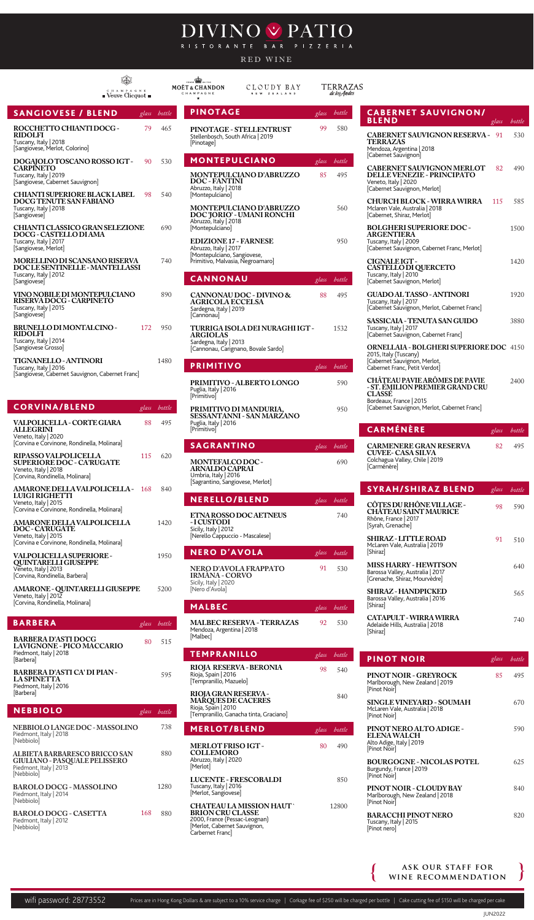# DIVINO PATIO

RISTORANTE BAR PIZZERIA

## RED WINE

Veuve Clicquot CHAMPAGNE | MOËT & CHANDON CHAMPAGNE | CLOUDY BAY NEW ZEALAND | TERRAZAS de los Andes

### SANGIOVESE / BLEND

| SANGIOVESE / BLEND | glass | bottle |
|---|---|---|
| **ROCCHETTO CHIANTI DOCG - RIDOLFI** Tuscany, Italy \| 2018 [Sangiovese, Merlot, Colorino] | 79 | 465 |
| **DOGAJOLO TOSCANO ROSSO IGT - CARPINETO** Tuscany, Italy \| 2019 [Sangiovese, Cabernet Sauvignon] | 90 | 530 |
| **CHIANTI SUPERIORE BLACK LABEL DOCG TENUTE SAN FABIANO** Tuscany, Italy \| 2018 [Sangiovese] | 98 | 540 |
| **CHIANTI CLASSICO GRAN SELEZIONE DOCG - CASTELLO DI AMA** Tuscany, Italy \| 2017 [Sangiovese, Merlot] | | 690 |
| **MORELLINO DI SCANSANO RISERVA DOC LE SENTINELLE - MANTELLASSI** Tuscany, Italy \| 2012 [Sangiovese] | | 740 |
| **VINO NOBILE DI MONTEPULCIANO RISERVA DOCG - CARPINETO** Tuscany, Italy \| 2015 [Sangiovese] | | 890 |
| **BRUNELLO DI MONTALCINO - RIDOLFI** Tuscany, Italy \| 2014 [Sangiovese Grosso] | 172 | 950 |
| **TIGNANELLO - ANTINORI** Tuscany, Italy \| 2016 [Sangiovese, Cabernet Sauvignon, Cabernet Franc] | | 1480 |

### CORVINA/BLEND

| CORVINA/BLEND | glass | bottle |
|---|---|---|
| **VALPOLICELLA - CORTE GIARA ALLEGRINI** Veneto, Italy \| 2020 [Corvina e Corvinone, Rondinella, Molinara] | 88 | 495 |
| **RIPASSO VALPOLICELLA SUPERIORE DOC - CA'RUGATE** Veneto, Italy \| 2018 [Corvina, Rondinella, Molinara] | 115 | 620 |
| **AMARONE DELLA VALPOLICELLA - LUIGI RIGHETTI** Veneto, Italy \| 2015 [Corvina e Corvinone, Rondinella, Molinara] | 168 | 840 |
| **AMARONE DELLA VALPOLICELLA DOC - CA'RUGATE** Veneto, Italy \| 2015 [Corvina e Corvinone, Rondinella, Molinara] | | 1420 |
| **VALPOLICELLA SUPERIORE - QUINTARELLI GIUSEPPE** Veneto, Italy \| 2013 [Corvina, Rondinella, Barbera] | | 1950 |
| **AMARONE - QUINTARELLI GIUSEPPE** Veneto, Italy \| 2012 [Corvina, Rondinella, Molinara] | | 5200 |

### BARBERA

| BARBERA | glass | bottle |
|---|---|---|
| **BARBERA D'ASTI DOCG LAVIGNONE - PICO MACCARIO** Piedmont, Italy \| 2018 [Barbera] | 80 | 515 |
| **BARBERA D'ASTI CA' DI PIAN - LA SPINETTA** Piedmont, Italy \| 2016 [Barbera] | | 595 |

### NEBBIOLO

| NEBBIOLO | glass | bottle |
|---|---|---|
| **NEBBIOLO LANGE DOC - MASSOLINO** Piedmont, Italy \| 2018 [Nebbiolo] | | 738 |
| **ALBIETA BARBARESCO BRICCO SAN GIULIANO - PASQUALE PELISSERO** Piedmont, Italy \| 2013 [Nebbiolo] | | 880 |
| **BAROLO DOCG - MASSOLINO** Piedmont, Italy \| 2014 [Nebbiolo] | | 1280 |
| **BAROLO DOCG - CASETTA** Piedmont, Italy \| 2012 [Nebbiolo] | 168 | 880 |

### PINOTAGE

| PINOTAGE | glass | bottle |
|---|---|---|
| **PINOTAGE - STELLENTRUST** Stellenbosch, South Africa \| 2019 [Pinotage] | 99 | 580 |

### MONTEPULCIANO

| MONTEPULCIANO | glass | bottle |
|---|---|---|
| **MONTEPULCIANO D'ABRUZZO DOC - FANTINI** Abruzzo, Italy \| 2018 [Montepulciano] | 85 | 495 |
| **MONTEPULCIANO D'ABRUZZO DOC 'JORIO' - UMANI RONCHI** Abruzzo, Italy \| 2018 [Montepulciano] | | 560 |
| **EDIZIONE 17 - FARNESE** Abruzzo, Italy \| 2017 [Montepulciano, Sangiovese, Primitivo, Malvasia, Negroamaro] | | 950 |

### CANNONAU

| CANNONAU | glass | bottle |
|---|---|---|
| **CANNONAU DOC - DIVINO & AGRICOLA ECCELSA** Sardegna, Italy \| 2019 [Cannonau] | 88 | 495 |
| **TURRIGA ISOLA DEI NURAGHI IGT - ARGIOLAS** Sardegna, Italy \| 2013 [Cannonau, Carignano, Bovale Sardo] | | 1532 |

### PRIMITIVO

| PRIMITIVO | glass | bottle |
|---|---|---|
| **PRIMITIVO - ALBERTO LONGO** Puglia, Italy \| 2016 [Primitivo] | | 590 |
| **PRIMITIVO DI MANDURIA, SESSANTANNI - SAN MARZANO** Puglia, Italy \| 2016 [Primitivo] | | 950 |

### SAGRANTINO

| SAGRANTINO | glass | bottle |
|---|---|---|
| **MONTEFALCO DOC - ARNALDO CAPRAI** Umbria, Italy \| 2016 [Sagrantino, Sangiovese, Merlot] | | 690 |

### NERELLO/BLEND

| NERELLO/BLEND | glass | bottle |
|---|---|---|
| **ETNA ROSSO DOC AETNEUS - I CUSTODI** Sicily, Italy \| 2012 [Nerello Cappuccio - Mascalese] | | 740 |

### NERO D'AVOLA

| NERO D'AVOLA | glass | bottle |
|---|---|---|
| **NERO D'AVOLA FRAPPATO IRMANA - CORVO** Sicily, Italy \| 2020 [Nero d'Avola] | 91 | 530 |

### MALBEC

| MALBEC | glass | bottle |
|---|---|---|
| **MALBEC RESERVA - TERRAZAS** Mendoza, Argentina \| 2018 [Malbec] | 92 | 530 |

### TEMPRANILLO

| TEMPRANILLO | glass | bottle |
|---|---|---|
| **RIOJA RESERVA - BERONIA** Rioja, Spain \| 2016 [Tempranillo, Mazuelo] | 98 | 540 |
| **RIOJA GRAN RESERVA - MARQUES DE CACERES** Rioja, Spain \| 2010 [Tempranillo, Ganacha tinta, Graciano] | | 840 |

### MERLOT/BLEND

| MERLOT/BLEND | glass | bottle |
|---|---|---|
| **MERLOT FRISO IGT - COLLEMORO** Abruzzo, Italy \| 2020 [Merlot] | 80 | 490 |
| **LUCENTE - FRESCOBALDI** Tuscany, Italy \| 2016 [Merlot, Sangiovese] | | 850 |
| **CHATEAU LA MISSION HAUT BRION CRU CLASSE** 2000, France (Pessac-Leognan) [Merlot, Cabernet Sauvignon, Carbernet Franc] | | 12800 |

### CABERNET SAUVIGNON/BLEND

| CABERNET SAUVIGNON/BLEND | glass | bottle |
|---|---|---|
| **CABERNET SAUVIGNON RESERVA - TERRAZAS** Mendoza, Argentina \| 2018 [Cabernet Sauvignon] | 91 | 530 |
| **CABERNET SAUVIGNON MERLOT DELLE VENEZIE - PRINCIPATO** Veneto, Italy \| 2020 [Cabernet Sauvignon, Merlot] | 82 | 490 |
| **CHURCH BLOCK - WIRRA WIRRA** Mclaren Vale, Australia \| 2018 [Cabernet, Shiraz, Merlot] | 115 | 585 |
| **BOLGHERI SUPERIORE DOC - ARGENTIERA** Tuscany, Italy \| 2009 [Cabernet Sauvignon, Cabernet Franc, Merlot] | | 1500 |
| **CIGNALE IGT - CASTELLO DI QUERCETO** Tuscany, Italy \| 2010 [Cabernet Sauvignon, Merlot] | | 1420 |
| **GUADO AL TASSO - ANTINORI** Tuscany, Italy \| 2017 [Cabernet Sauvignon, Merlot, Cabernet Franc] | | 1920 |
| **SASSICAIA - TENUTA SAN GUIDO** Tuscany, Italy \| 2017 [Cabernet Sauvignon, Cabernet Franc] | | 3880 |
| **ORNELLAIA - BOLGHERI SUPERIORE DOC** 2015, Italy (Tuscany) [Cabernet Sauvignon, Merlot, Cabernet Franc, Petit Verdot] | | 4150 |
| **CHÂTEAU PAVIE ARÔMES DE PAVIE - ST. EMILION PREMIER GRAND CRU CLASSÉ** Bordeaux, France \| 2015 [Cabernet Sauvignon, Merlot, Cabernet Franc] | | 2400 |

### CARMÉNÈRE

| CARMÉNÈRE | glass | bottle |
|---|---|---|
| **CARMENERE GRAN RESERVA CUVEE - CASA SILVA** Colchagua Valley, Chile \| 2019 [Carménère] | 82 | 495 |

### SYRAH/SHIRAZ BLEND

| SYRAH/SHIRAZ BLEND | glass | bottle |
|---|---|---|
| **CÔTES DU RHÔNE VILLAGE - CHÂTEAU SAINT MAURICE** Rhône, France \| 2017 [Syrah, Grenache] | 98 | 590 |
| **SHIRAZ - LITTLE ROAD** McLaren Vale, Australia \| 2019 [Shiraz] | 91 | 510 |
| **MISS HARRY - HEWITSON** Barossa Valley, Australia \| 2017 [Grenache, Shiraz, Mourvèdre] | | 640 |
| **SHIRAZ - HANDPICKED** Barossa Valley, Australia \| 2016 [Shiraz] | | 565 |
| **CATAPULT - WIRRA WIRRA** Adelaide Hills, Australia \| 2018 [Shiraz] | | 740 |

### PINOT NOIR

| PINOT NOIR | glass | bottle |
|---|---|---|
| **PINOT NOIR - GREYROCK** Marlborough, New Zealand \| 2019 [Pinot Noir] | 85 | 495 |
| **SINGLE VINEYARD - SOUMAH** McLaren Vale, Australia \| 2018 [Pinot Noir] | | 670 |
| **PINOT NERO ALTO ADIGE - ELENA WALCH** Alto Adige, Italy \| 2019 [Pinot Noir] | | 590 |
| **BOURGOGNE - NICOLAS POTEL** Burgundy, France \| 2019 [Pinot Noir] | | 625 |
| **PINOT NOIR - CLOUDY BAY** Marlborough, New Zealand \| 2018 [Pinot Noir] | | 840 |
| **BARACCHI PINOT NERO** Tuscany, Italy \| 2015 [Pinot nero] | | 820 |

{ ASK OUR STAFF FOR WINE RECOMMENDATION }

wifi password: 28773552 | Prices are in Hong Kong Dollars & are subject to a 10% service charge | Corkage fee of $250 will be charged per bottle | Cake cutting fee of $150 will be charged per cake

JUN2022